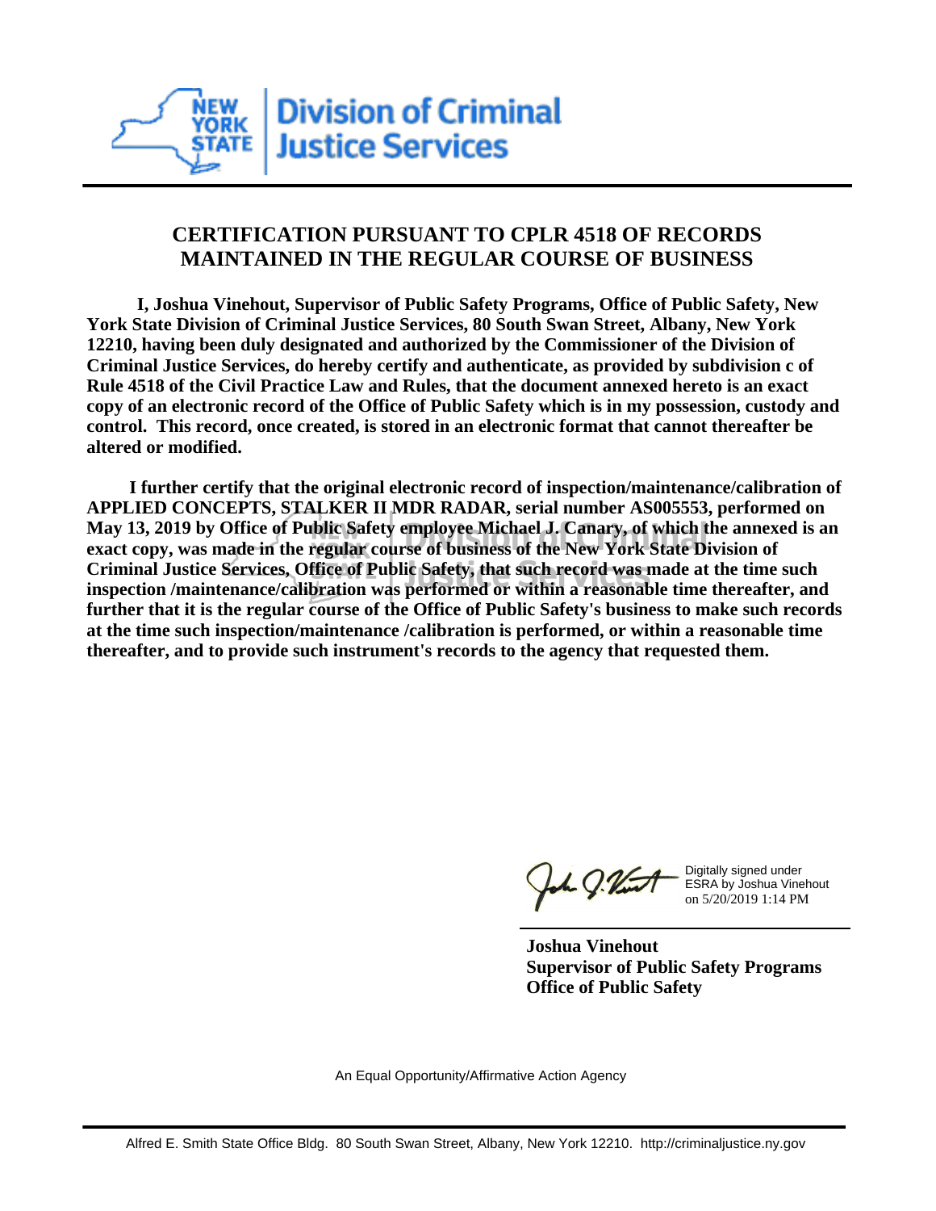New York State Division of Criminal Justice Services

# CERTIFICATION PURSUANT TO CPLR 4518 OF RECORDS MAINTAINED IN THE REGULAR COURSE OF BUSINESS

**I, Joshua Vinehout, Supervisor of Public Safety Programs, Office of Public Safety, New York State Division of Criminal Justice Services, 80 South Swan Street, Albany, New York 12210, having been duly designated and authorized by the Commissioner of the Division of Criminal Justice Services, do hereby certify and authenticate, as provided by subdivision c of Rule 4518 of the Civil Practice Law and Rules, that the document annexed hereto is an exact copy of an electronic record of the Office of Public Safety which is in my possession, custody and control. This record, once created, is stored in an electronic format that cannot thereafter be altered or modified.**

**I further certify that the original electronic record of inspection/maintenance/calibration of APPLIED CONCEPTS, STALKER II MDR RADAR, serial number AS005553, performed on May 13, 2019 by Office of Public Safety employee Michael J Canary, of which the annexed is an exact copy, was made in the regular course of business of the New York State Division of Criminal Justice Services, Office of Public Safety, that such record was made at the time such inspection /maintenance/calibration was performed or within a reasonable time thereafter, and further that it is the regular course of the Office of Public Safety's business to make such records at the time such inspection/maintenance /calibration is performed, or within a reasonable time thereafter, and to provide such instrument's records to the agency that requested them.**

Digitally signed under ESRA by Joshua Vinehout on 5/20/2019 1:14 PM

**Joshua Vinehout**
**Supervisor of Public Safety Programs**
**Office of Public Safety**

An Equal Opportunity/Affirmative Action Agency

Alfred E. Smith State Office Bldg. 80 South Swan Street, Albany, New York 12210. http://criminaljustice.ny.gov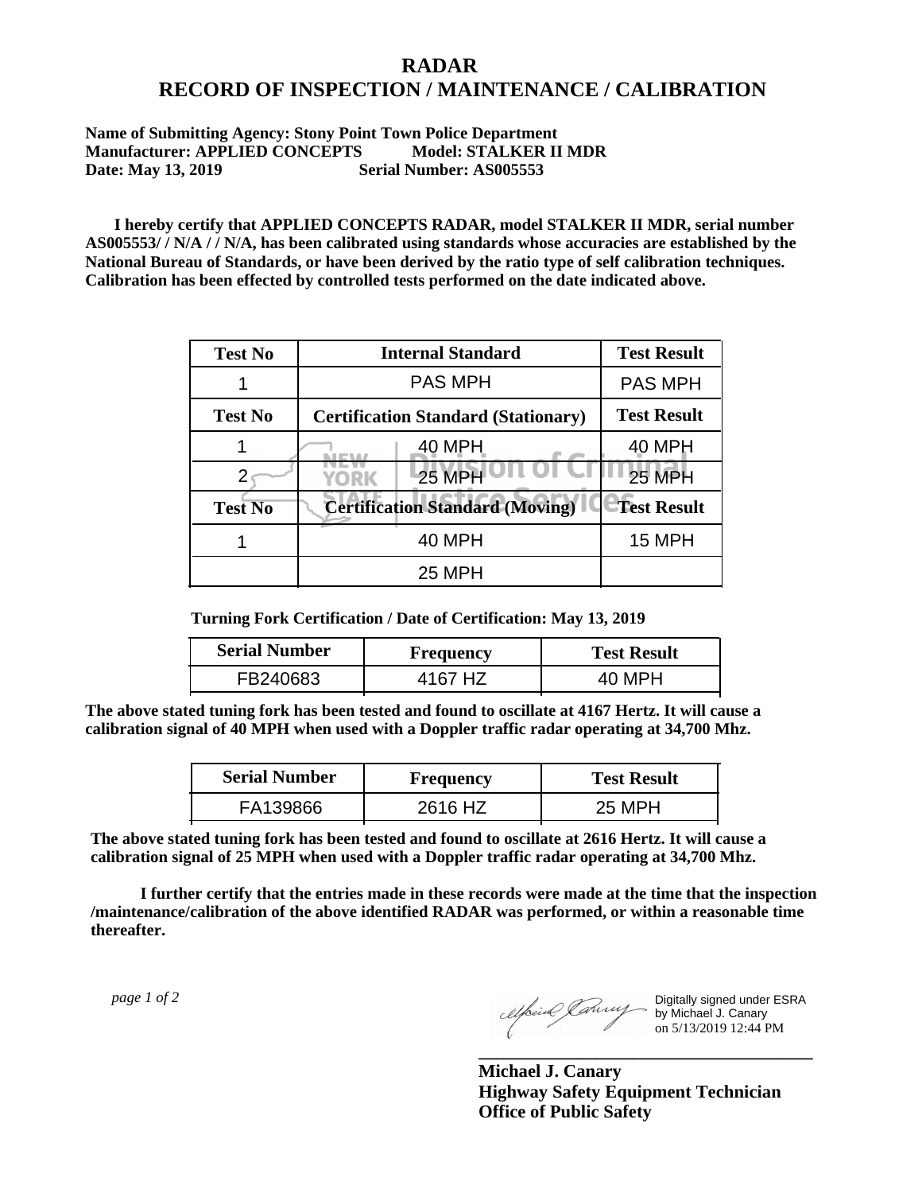# RADAR
# RECORD OF INSPECTION / MAINTENANCE / CALIBRATION

**Name of Submitting Agency: Stony Point Town Police Department**
**Manufacturer: APPLIED CONCEPTS Model: STALKER II MDR**
**Date: May 13, 2019 Serial Number: AS005553**

**I hereby certify that APPLIED CONCEPTS RADAR, model STALKER II MDR, serial number AS005553/ / N/A / / N/A, has been calibrated using standards whose accuracies are established by the National Bureau of Standards, or have been derived by the ratio type of self calibration techniques. Calibration has been effected by controlled tests performed on the date indicated above.**

| Test No | Internal Standard | Test Result |
|---|---|---|
| 1 | PAS MPH | PAS MPH |
| **Test No** | **Certification Standard (Stationary)** | **Test Result** |
| 1 | 40 MPH | 40 MPH |
| 2 | 25 MPH | 25 MPH |
| **Test No** | **Certification Standard (Moving)** | **Test Result** |
| 1 | 40 MPH | 15 MPH |
| | 25 MPH | |

**Turning Fork Certification / Date of Certification: May 13, 2019**

| Serial Number | Frequency | Test Result |
|---|---|---|
| FB240683 | 4167 HZ | 40 MPH |

**The above stated tuning fork has been tested and found to oscillate at 4167 Hertz. It will cause a calibration signal of 40 MPH when used with a Doppler traffic radar operating at 34,700 Mhz.**

| Serial Number | Frequency | Test Result |
|---|---|---|
| FA139866 | 2616 HZ | 25 MPH |

**The above stated tuning fork has been tested and found to oscillate at 2616 Hertz. It will cause a calibration signal of 25 MPH when used with a Doppler traffic radar operating at 34,700 Mhz.**

**I further certify that the entries made in these records were made at the time that the inspection /maintenance/calibration of the above identified RADAR was performed, or within a reasonable time thereafter.**

Digitally signed under ESRA by Michael J. Canary on 5/13/2019 12:44 PM

**Michael J. Canary**
**Highway Safety Equipment Technician**
**Office of Public Safety**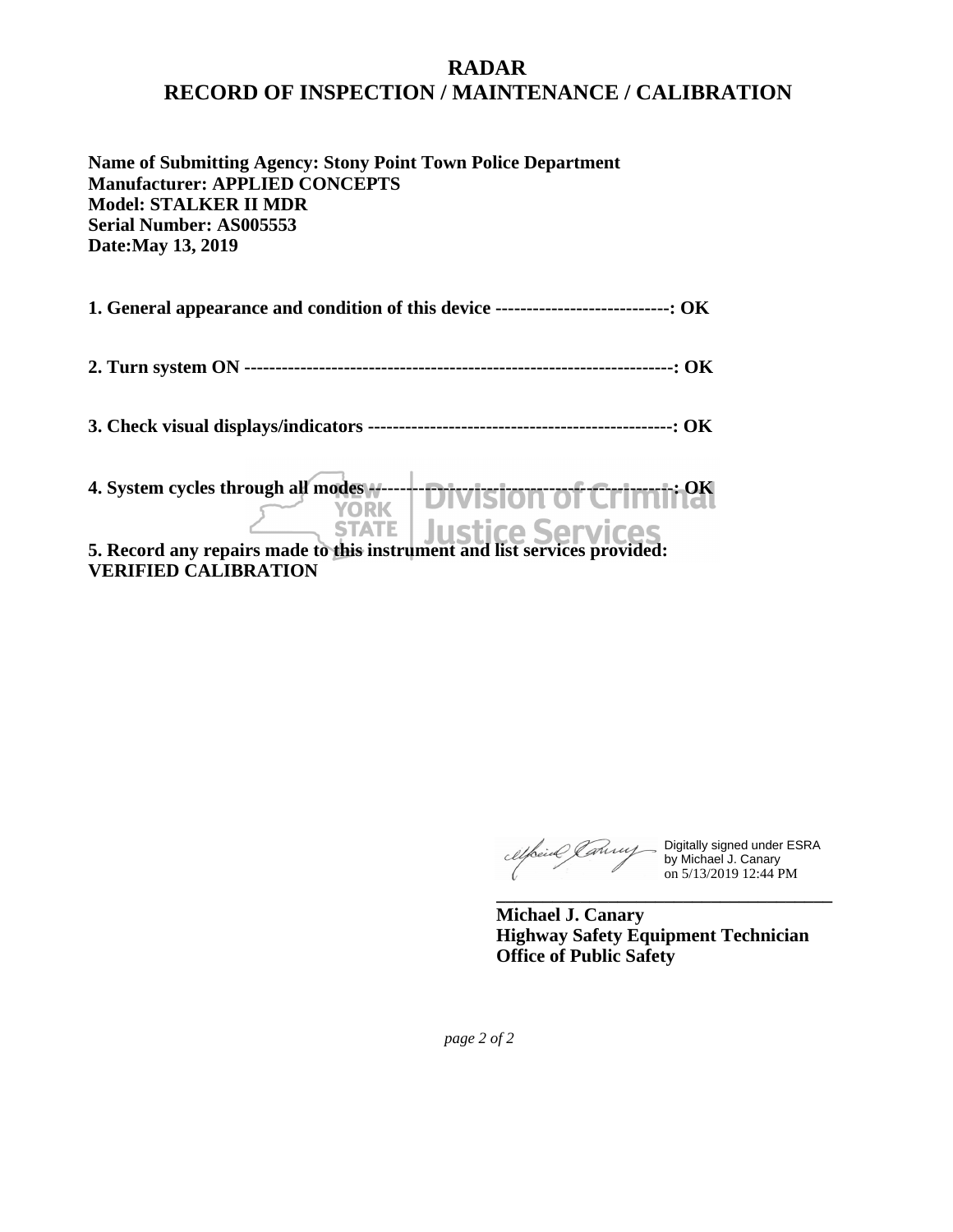# RADAR
# RECORD OF INSPECTION / MAINTENANCE / CALIBRATION

**Name of Submitting Agency: Stony Point Town Police Department**
**Manufacturer: APPLIED CONCEPTS**
**Model: STALKER II MDR**
**Serial Number: AS005553**
**Date:May 13, 2019**

**1. General appearance and condition of this device ----------------------------: OK**

**2. Turn system ON ------------------------------------------------------------------: OK**

**3. Check visual displays/indicators -------------------------------------------------: OK**

**4. System cycles through all modes ---------------------------------------------: OK**

**5. Record any repairs made to this instrument and list services provided:**
**VERIFIED CALIBRATION**

Digitally signed under ESRA by Michael J. Canary on 5/13/2019 12:44 PM

**Michael J. Canary**
**Highway Safety Equipment Technician**
**Office of Public Safety**